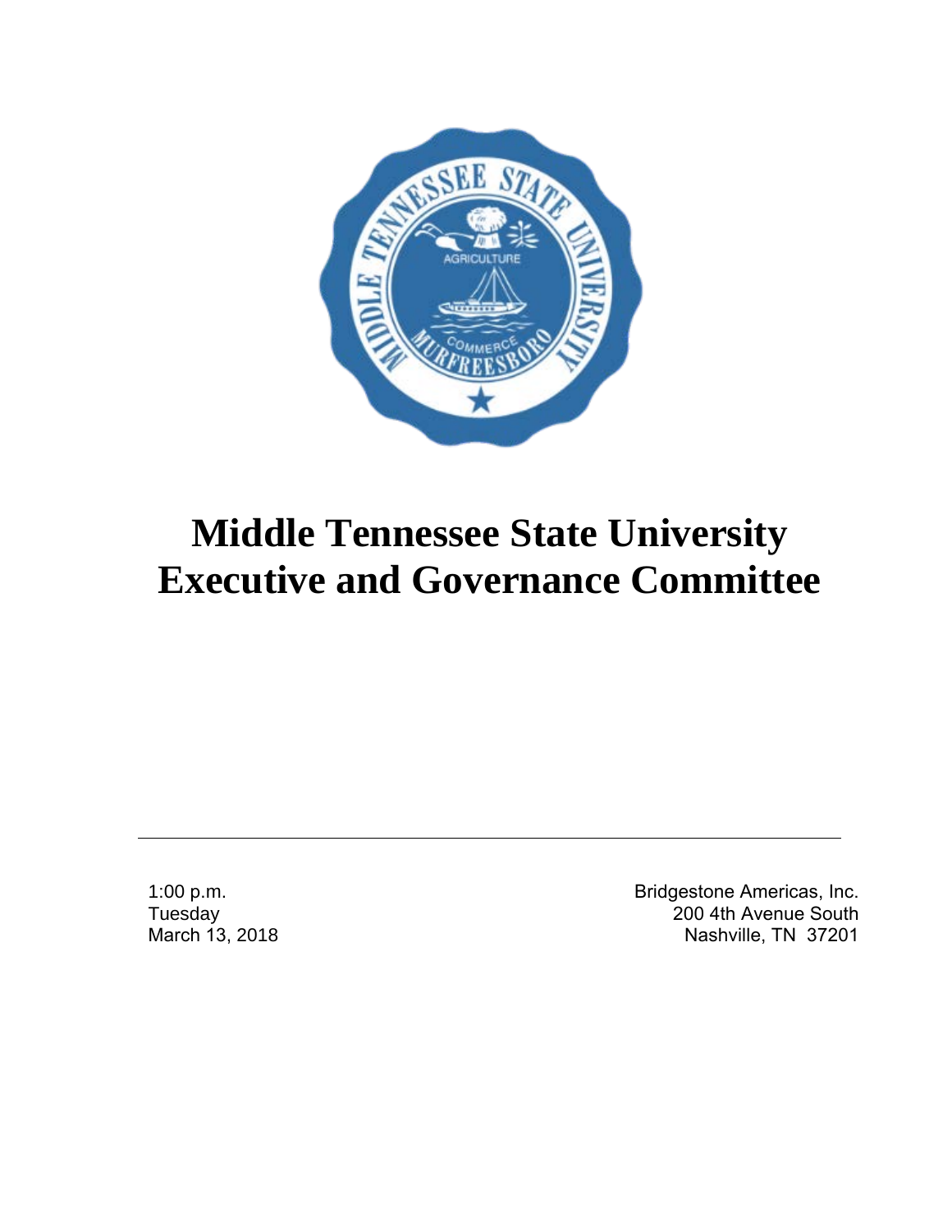# Middle Tennessee State University
# Executive and Governance Committee

---

1:00 p.m.
Tuesday
March 13, 2018

Bridgestone Americas, Inc.
200 4th Avenue South
Nashville, TN 37201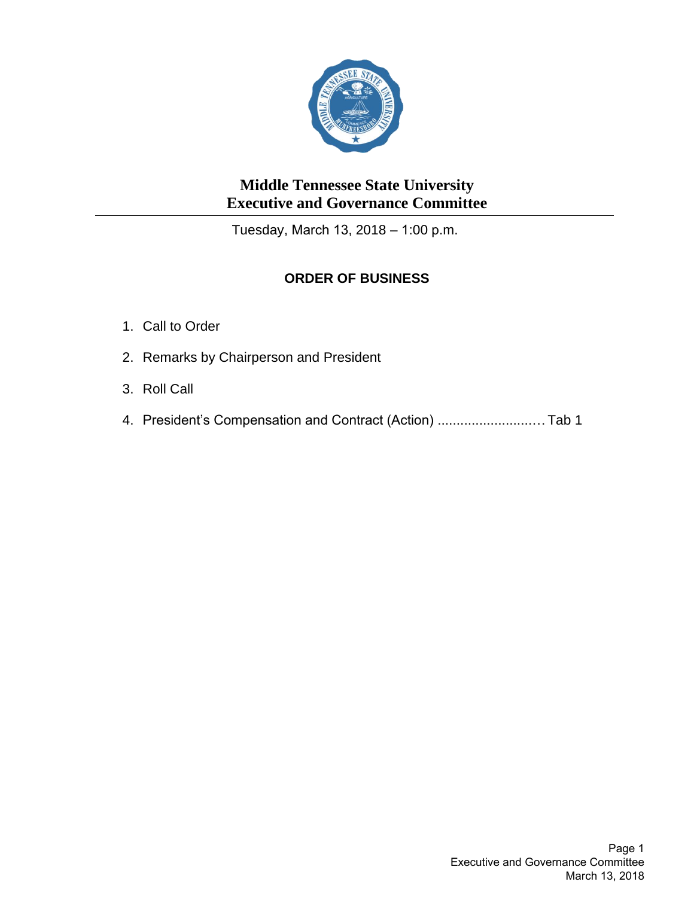# Middle Tennessee State University
# Executive and Governance Committee

Tuesday, March 13, 2018 – 1:00 p.m.

## ORDER OF BUSINESS

1. Call to Order
2. Remarks by Chairperson and President
3. Roll Call
4. President's Compensation and Contract (Action) ........................... Tab 1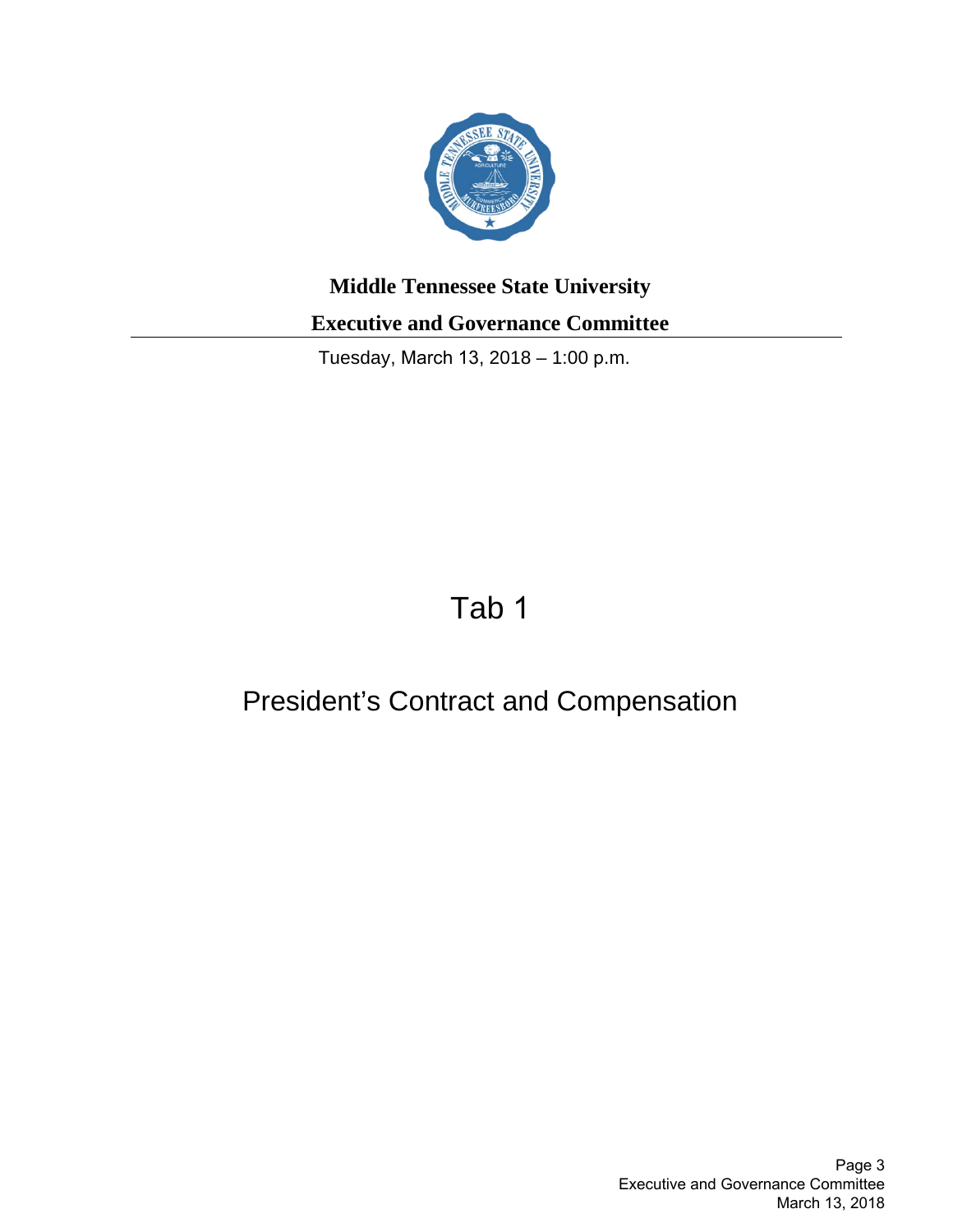**Middle Tennessee State University**

**Executive and Governance Committee**

---

Tuesday, March 13, 2018 – 1:00 p.m.

# Tab 1

## President's Contract and Compensation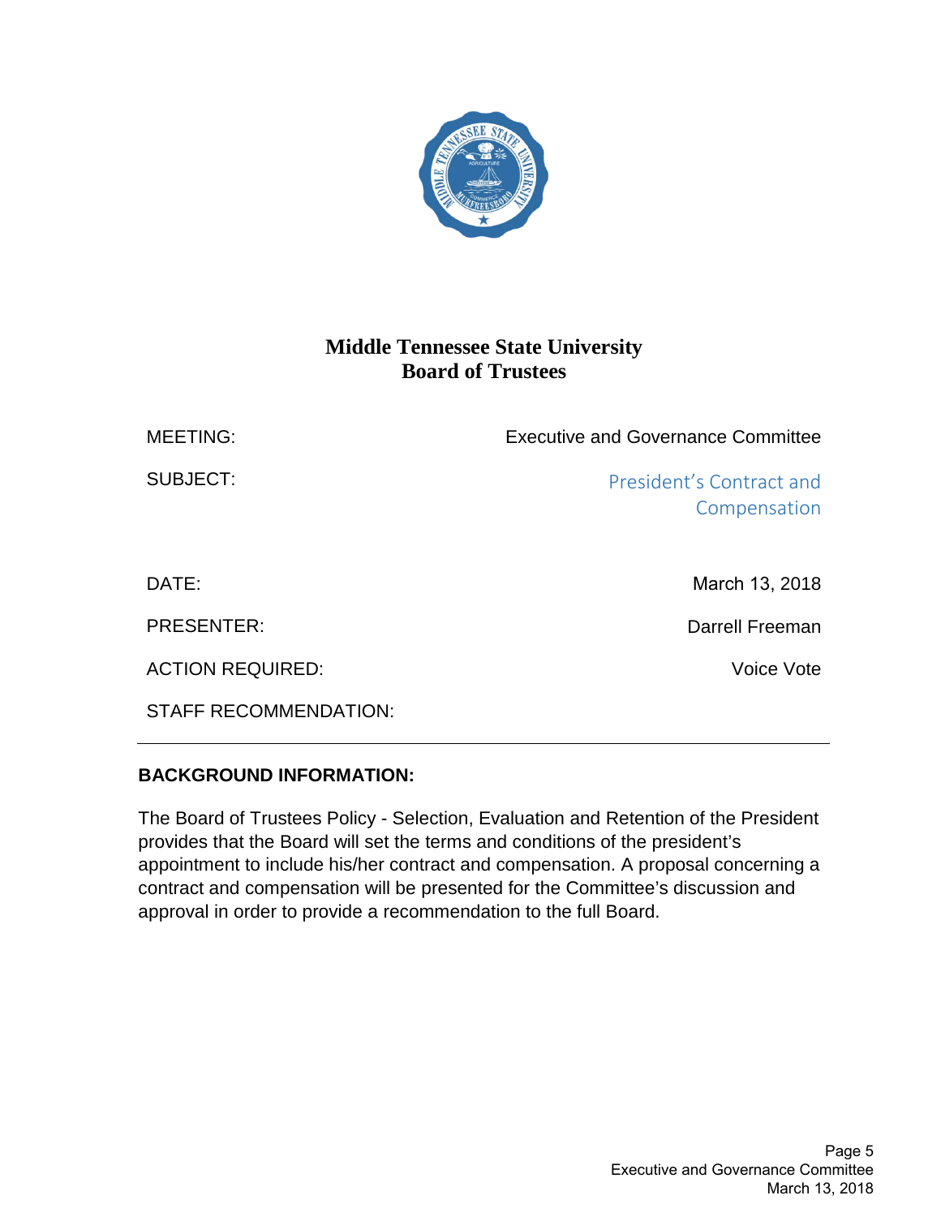# Middle Tennessee State University
## Board of Trustees

| | |
|---|---|
| MEETING: | Executive and Governance Committee |
| SUBJECT: | President's Contract and Compensation |
| DATE: | March 13, 2018 |
| PRESENTER: | Darrell Freeman |
| ACTION REQUIRED: | Voice Vote |
| STAFF RECOMMENDATION: | |

---

**BACKGROUND INFORMATION:**

The Board of Trustees Policy - Selection, Evaluation and Retention of the President provides that the Board will set the terms and conditions of the president's appointment to include his/her contract and compensation. A proposal concerning a contract and compensation will be presented for the Committee's discussion and approval in order to provide a recommendation to the full Board.